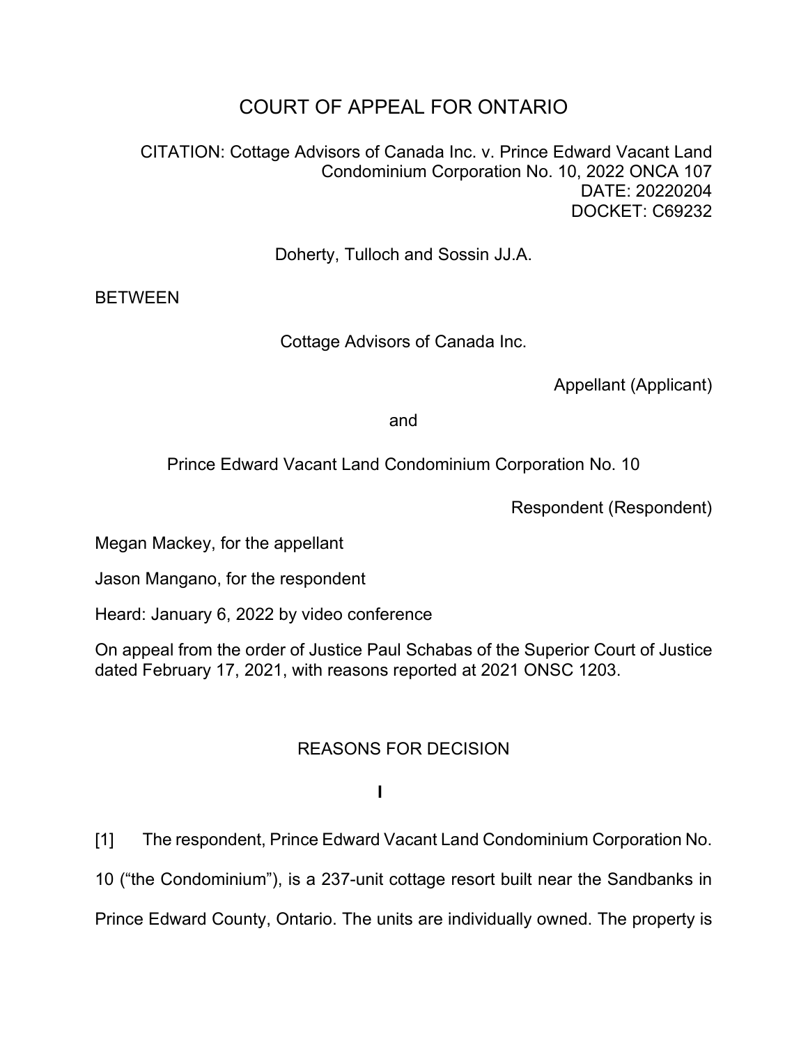# COURT OF APPEAL FOR ONTARIO

CITATION: Cottage Advisors of Canada Inc. v. Prince Edward Vacant Land Condominium Corporation No. 10, 2022 ONCA 107
DATE: 20220204
DOCKET: C69232

Doherty, Tulloch and Sossin JJ.A.

BETWEEN

Cottage Advisors of Canada Inc.

Appellant (Applicant)

and

Prince Edward Vacant Land Condominium Corporation No. 10

Respondent (Respondent)

Megan Mackey, for the appellant

Jason Mangano, for the respondent

Heard: January 6, 2022 by video conference

On appeal from the order of Justice Paul Schabas of the Superior Court of Justice dated February 17, 2021, with reasons reported at 2021 ONSC 1203.

## REASONS FOR DECISION

### I

[1] The respondent, Prince Edward Vacant Land Condominium Corporation No. 10 ("the Condominium"), is a 237-unit cottage resort built near the Sandbanks in Prince Edward County, Ontario. The units are individually owned. The property is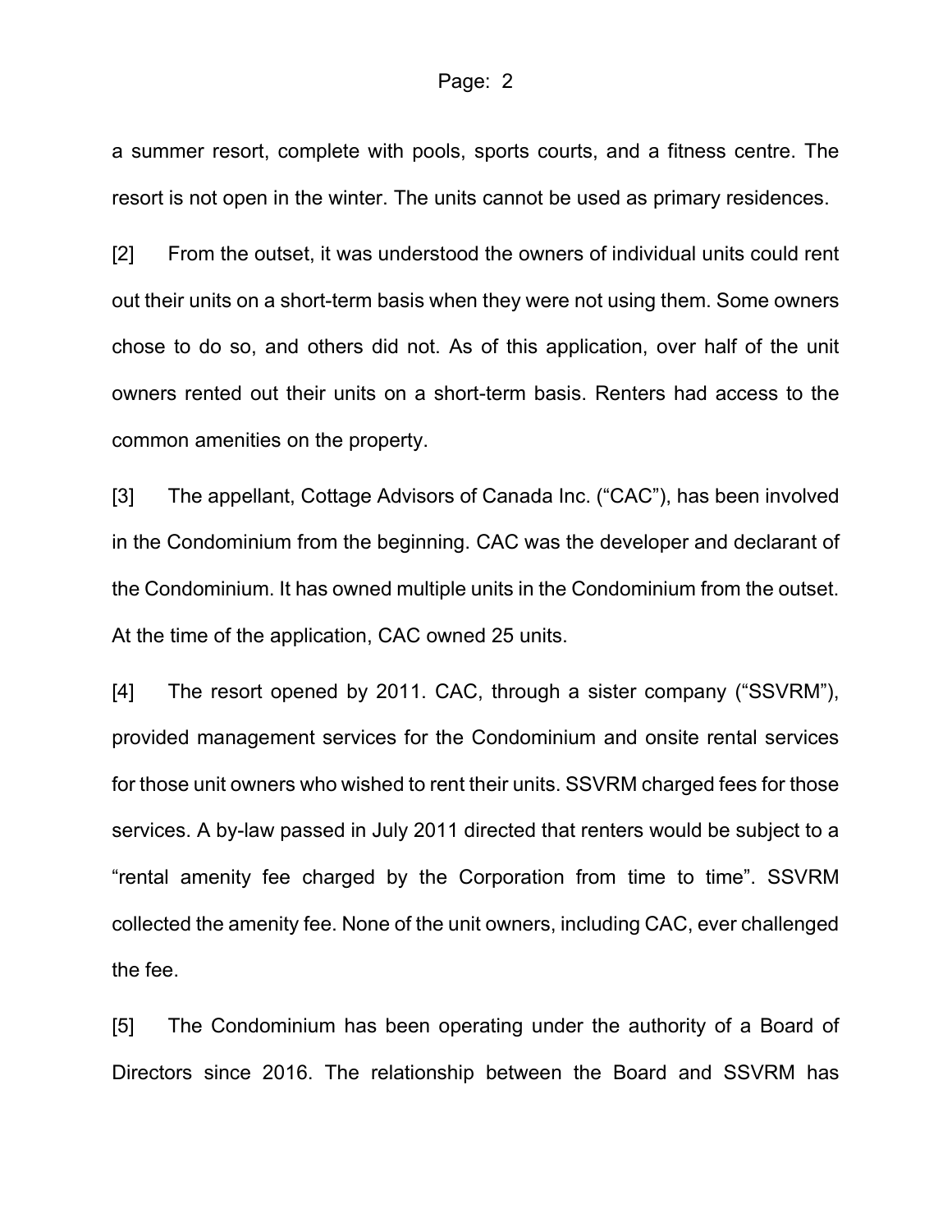a summer resort, complete with pools, sports courts, and a fitness centre. The resort is not open in the winter. The units cannot be used as primary residences.

[2] From the outset, it was understood the owners of individual units could rent out their units on a short-term basis when they were not using them. Some owners chose to do so, and others did not. As of this application, over half of the unit owners rented out their units on a short-term basis. Renters had access to the common amenities on the property.

[3] The appellant, Cottage Advisors of Canada Inc. ("CAC"), has been involved in the Condominium from the beginning. CAC was the developer and declarant of the Condominium. It has owned multiple units in the Condominium from the outset. At the time of the application, CAC owned 25 units.

[4] The resort opened by 2011. CAC, through a sister company ("SSVRM"), provided management services for the Condominium and onsite rental services for those unit owners who wished to rent their units. SSVRM charged fees for those services. A by-law passed in July 2011 directed that renters would be subject to a "rental amenity fee charged by the Corporation from time to time". SSVRM collected the amenity fee. None of the unit owners, including CAC, ever challenged the fee.

[5] The Condominium has been operating under the authority of a Board of Directors since 2016. The relationship between the Board and SSVRM has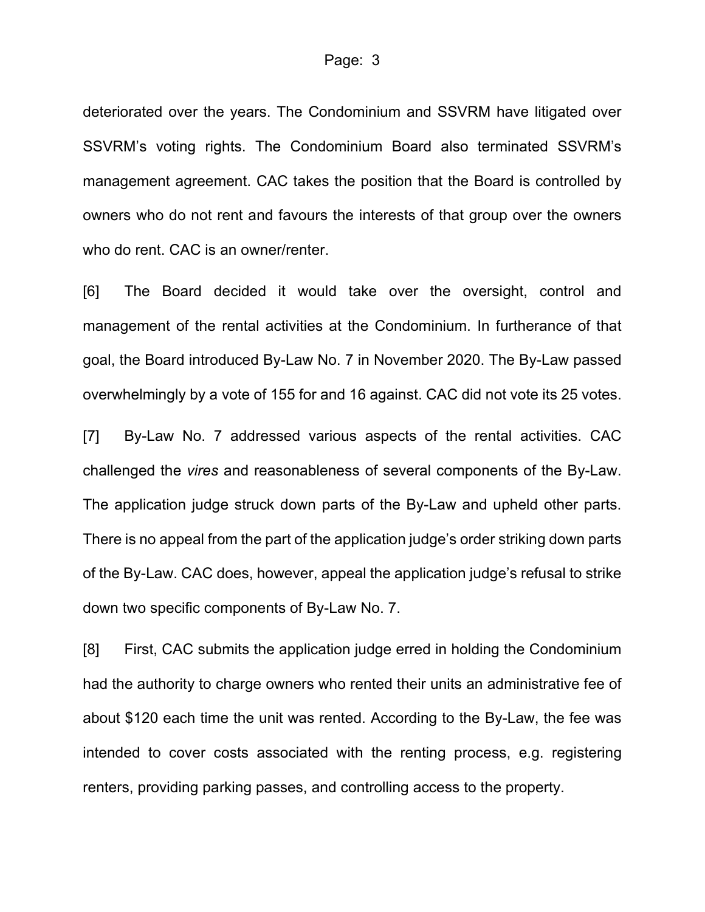deteriorated over the years. The Condominium and SSVRM have litigated over SSVRM's voting rights. The Condominium Board also terminated SSVRM's management agreement. CAC takes the position that the Board is controlled by owners who do not rent and favours the interests of that group over the owners who do rent. CAC is an owner/renter.

[6] The Board decided it would take over the oversight, control and management of the rental activities at the Condominium. In furtherance of that goal, the Board introduced By-Law No. 7 in November 2020. The By-Law passed overwhelmingly by a vote of 155 for and 16 against. CAC did not vote its 25 votes.

[7] By-Law No. 7 addressed various aspects of the rental activities. CAC challenged the *vires* and reasonableness of several components of the By-Law. The application judge struck down parts of the By-Law and upheld other parts. There is no appeal from the part of the application judge's order striking down parts of the By-Law. CAC does, however, appeal the application judge's refusal to strike down two specific components of By-Law No. 7.

[8] First, CAC submits the application judge erred in holding the Condominium had the authority to charge owners who rented their units an administrative fee of about $120 each time the unit was rented. According to the By-Law, the fee was intended to cover costs associated with the renting process, e.g. registering renters, providing parking passes, and controlling access to the property.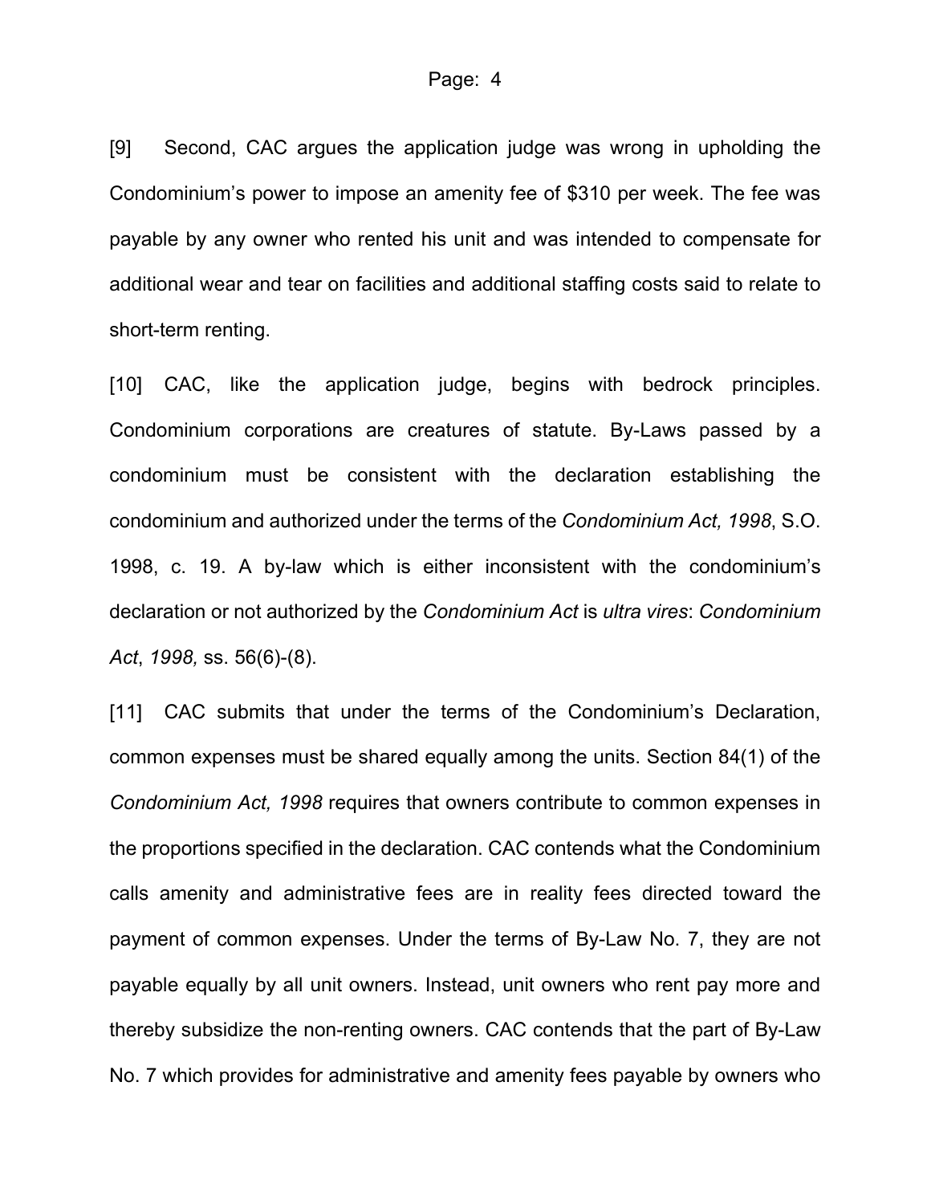[9] Second, CAC argues the application judge was wrong in upholding the Condominium's power to impose an amenity fee of $310 per week. The fee was payable by any owner who rented his unit and was intended to compensate for additional wear and tear on facilities and additional staffing costs said to relate to short-term renting.

[10] CAC, like the application judge, begins with bedrock principles. Condominium corporations are creatures of statute. By-Laws passed by a condominium must be consistent with the declaration establishing the condominium and authorized under the terms of the *Condominium Act, 1998*, S.O. 1998, c. 19. A by-law which is either inconsistent with the condominium's declaration or not authorized by the *Condominium Act* is *ultra vires*: *Condominium Act*, *1998,* ss. 56(6)-(8).

[11] CAC submits that under the terms of the Condominium's Declaration, common expenses must be shared equally among the units. Section 84(1) of the *Condominium Act, 1998* requires that owners contribute to common expenses in the proportions specified in the declaration. CAC contends what the Condominium calls amenity and administrative fees are in reality fees directed toward the payment of common expenses. Under the terms of By-Law No. 7, they are not payable equally by all unit owners. Instead, unit owners who rent pay more and thereby subsidize the non-renting owners. CAC contends that the part of By-Law No. 7 which provides for administrative and amenity fees payable by owners who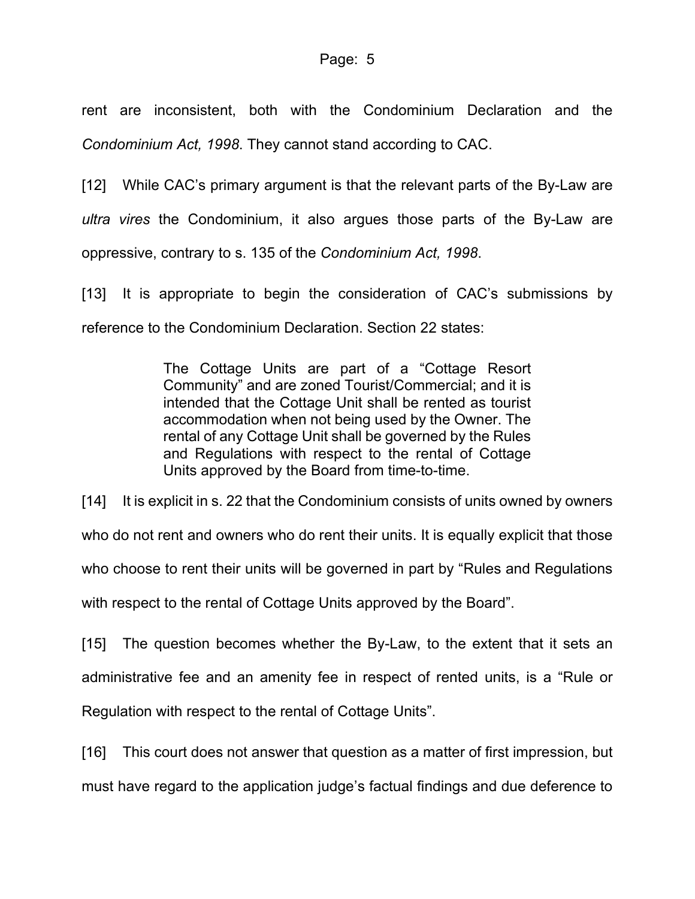rent are inconsistent, both with the Condominium Declaration and the *Condominium Act, 1998*. They cannot stand according to CAC.

[12] While CAC's primary argument is that the relevant parts of the By-Law are *ultra vires* the Condominium, it also argues those parts of the By-Law are oppressive, contrary to s. 135 of the *Condominium Act, 1998*.

[13] It is appropriate to begin the consideration of CAC's submissions by reference to the Condominium Declaration. Section 22 states:

> The Cottage Units are part of a "Cottage Resort Community" and are zoned Tourist/Commercial; and it is intended that the Cottage Unit shall be rented as tourist accommodation when not being used by the Owner. The rental of any Cottage Unit shall be governed by the Rules and Regulations with respect to the rental of Cottage Units approved by the Board from time-to-time.

[14] It is explicit in s. 22 that the Condominium consists of units owned by owners who do not rent and owners who do rent their units. It is equally explicit that those who choose to rent their units will be governed in part by "Rules and Regulations with respect to the rental of Cottage Units approved by the Board".

[15] The question becomes whether the By-Law, to the extent that it sets an administrative fee and an amenity fee in respect of rented units, is a "Rule or Regulation with respect to the rental of Cottage Units".

[16] This court does not answer that question as a matter of first impression, but must have regard to the application judge's factual findings and due deference to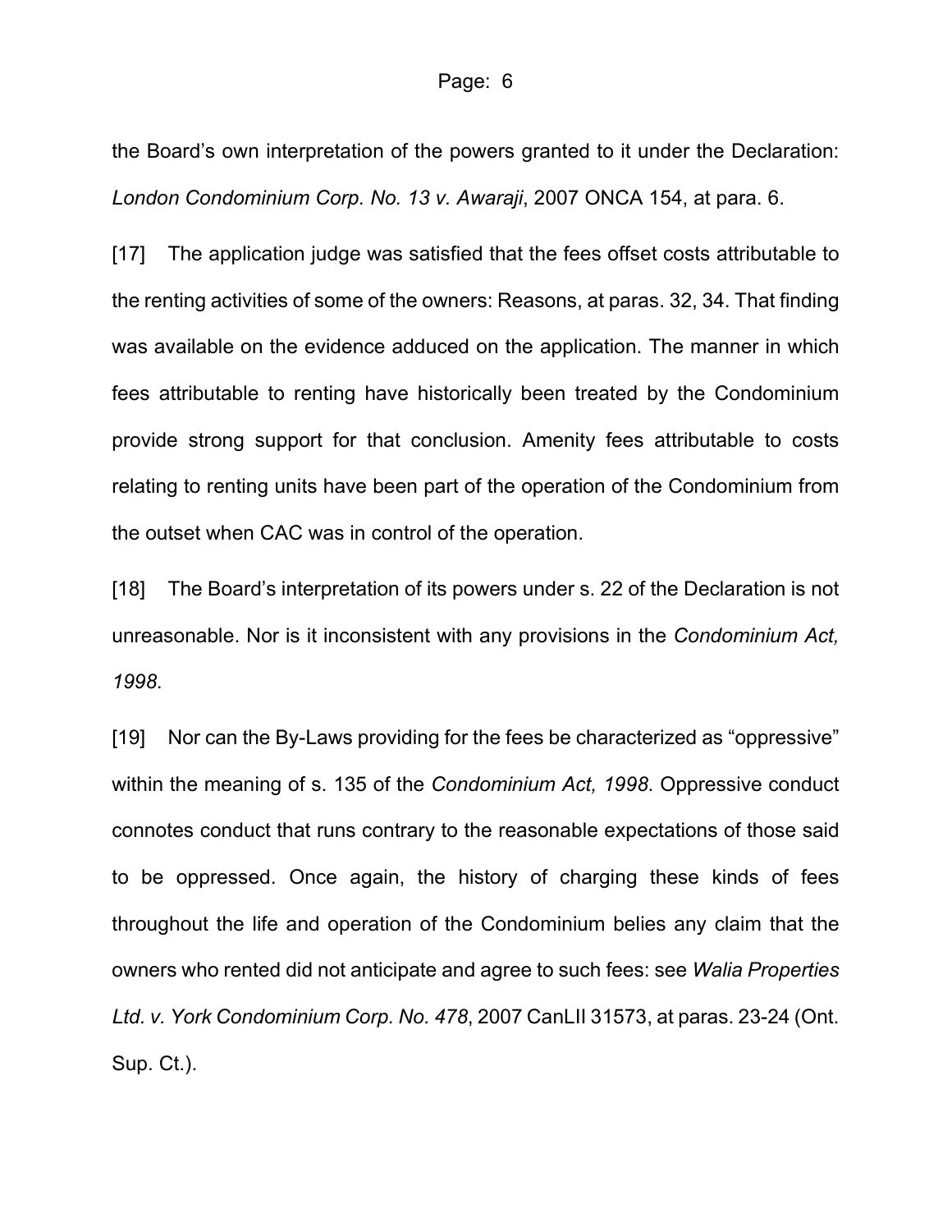the Board's own interpretation of the powers granted to it under the Declaration: *London Condominium Corp. No. 13 v. Awaraji*, 2007 ONCA 154, at para. 6.

[17] The application judge was satisfied that the fees offset costs attributable to the renting activities of some of the owners: Reasons, at paras. 32, 34. That finding was available on the evidence adduced on the application. The manner in which fees attributable to renting have historically been treated by the Condominium provide strong support for that conclusion. Amenity fees attributable to costs relating to renting units have been part of the operation of the Condominium from the outset when CAC was in control of the operation.

[18] The Board's interpretation of its powers under s. 22 of the Declaration is not unreasonable. Nor is it inconsistent with any provisions in the *Condominium Act, 1998*.

[19] Nor can the By-Laws providing for the fees be characterized as "oppressive" within the meaning of s. 135 of the *Condominium Act, 1998*. Oppressive conduct connotes conduct that runs contrary to the reasonable expectations of those said to be oppressed. Once again, the history of charging these kinds of fees throughout the life and operation of the Condominium belies any claim that the owners who rented did not anticipate and agree to such fees: see *Walia Properties Ltd. v. York Condominium Corp. No. 478*, 2007 CanLII 31573, at paras. 23-24 (Ont. Sup. Ct.).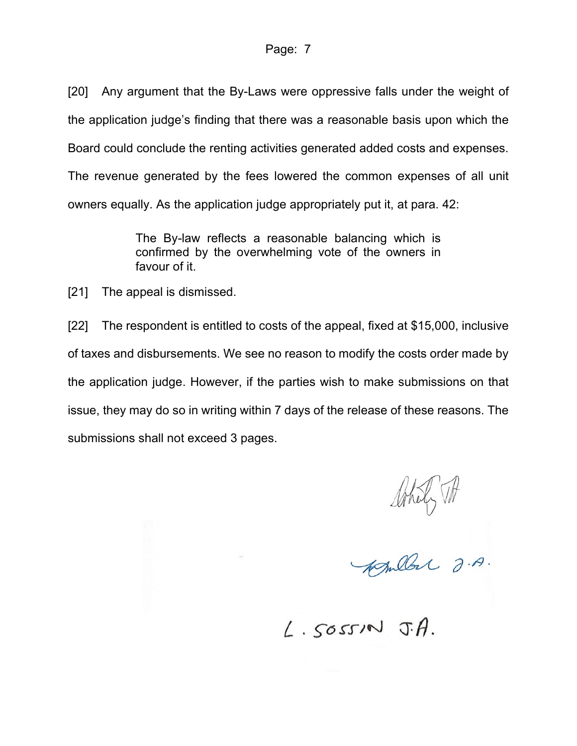[20] Any argument that the By-Laws were oppressive falls under the weight of the application judge's finding that there was a reasonable basis upon which the Board could conclude the renting activities generated added costs and expenses. The revenue generated by the fees lowered the common expenses of all unit owners equally. As the application judge appropriately put it, at para. 42:

> The By-law reflects a reasonable balancing which is confirmed by the overwhelming vote of the owners in favour of it.

[21] The appeal is dismissed.

[22] The respondent is entitled to costs of the appeal, fixed at $15,000, inclusive of taxes and disbursements. We see no reason to modify the costs order made by the application judge. However, if the parties wish to make submissions on that issue, they may do so in writing within 7 days of the release of these reasons. The submissions shall not exceed 3 pages.

"Doherty J.A."

"Zarnett J.A."

"L. Sossin J.A."